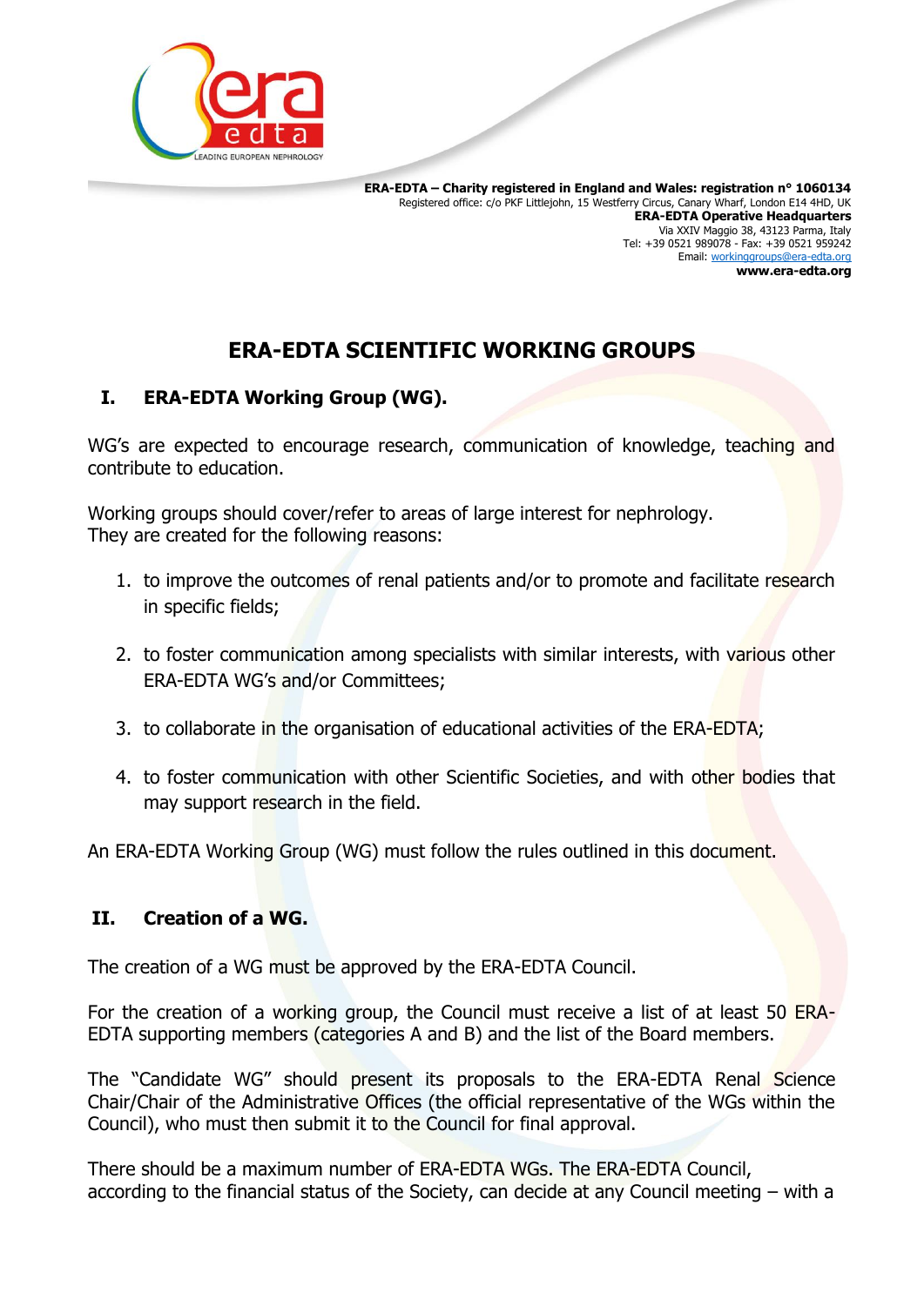**ERA-EDTA – Charity registered in England and Wales: registration n° 1060134**
Registered office: c/o PKF Littlejohn, 15 Westferry Circus, Canary Wharf, London E14 4HD, UK
**ERA-EDTA Operative Headquarters**
Via XXIV Maggio 38, 43123 Parma, Italy
Tel: +39 0521 989078 - Fax: +39 0521 959242
Email: workinggroups@era-edta.org
**www.era-edta.org**

# ERA-EDTA SCIENTIFIC WORKING GROUPS

## I. ERA-EDTA Working Group (WG).

WG's are expected to encourage research, communication of knowledge, teaching and contribute to education.

Working groups should cover/refer to areas of large interest for nephrology.
They are created for the following reasons:

1. to improve the outcomes of renal patients and/or to promote and facilitate research in specific fields;
2. to foster communication among specialists with similar interests, with various other ERA-EDTA WG's and/or Committees;
3. to collaborate in the organisation of educational activities of the ERA-EDTA;
4. to foster communication with other Scientific Societies, and with other bodies that may support research in the field.

An ERA-EDTA Working Group (WG) must follow the rules outlined in this document.

## II. Creation of a WG.

The creation of a WG must be approved by the ERA-EDTA Council.

For the creation of a working group, the Council must receive a list of at least 50 ERA-EDTA supporting members (categories A and B) and the list of the Board members.

The "Candidate WG" should present its proposals to the ERA-EDTA Renal Science Chair/Chair of the Administrative Offices (the official representative of the WGs within the Council), who must then submit it to the Council for final approval.

There should be a maximum number of ERA-EDTA WGs. The ERA-EDTA Council, according to the financial status of the Society, can decide at any Council meeting – with a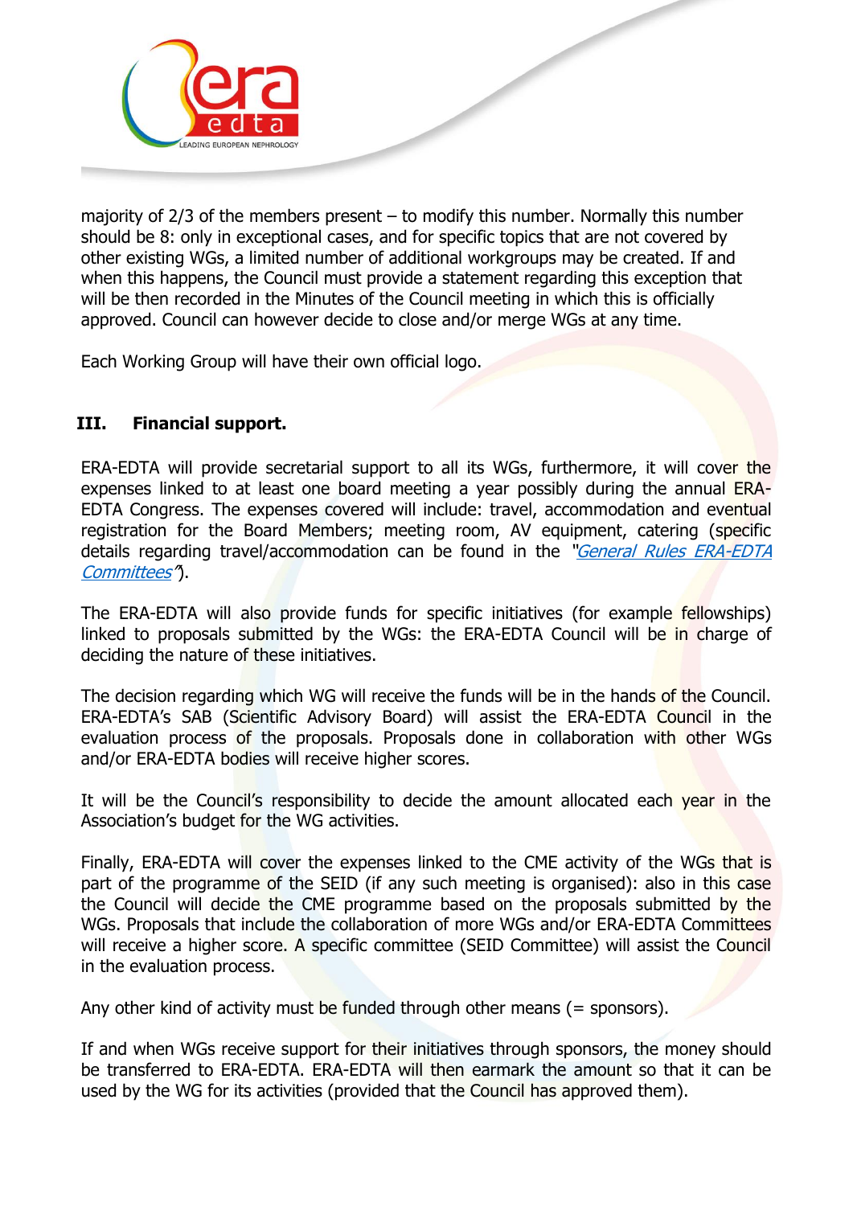majority of 2/3 of the members present – to modify this number. Normally this number should be 8: only in exceptional cases, and for specific topics that are not covered by other existing WGs, a limited number of additional workgroups may be created. If and when this happens, the Council must provide a statement regarding this exception that will be then recorded in the Minutes of the Council meeting in which this is officially approved. Council can however decide to close and/or merge WGs at any time.

Each Working Group will have their own official logo.

## III. Financial support.

ERA-EDTA will provide secretarial support to all its WGs, furthermore, it will cover the expenses linked to at least one board meeting a year possibly during the annual ERA-EDTA Congress. The expenses covered will include: travel, accommodation and eventual registration for the Board Members; meeting room, AV equipment, catering (specific details regarding travel/accommodation can be found in the *"General Rules ERA-EDTA Committees"*).

The ERA-EDTA will also provide funds for specific initiatives (for example fellowships) linked to proposals submitted by the WGs: the ERA-EDTA Council will be in charge of deciding the nature of these initiatives.

The decision regarding which WG will receive the funds will be in the hands of the Council. ERA-EDTA's SAB (Scientific Advisory Board) will assist the ERA-EDTA Council in the evaluation process of the proposals. Proposals done in collaboration with other WGs and/or ERA-EDTA bodies will receive higher scores.

It will be the Council's responsibility to decide the amount allocated each year in the Association's budget for the WG activities.

Finally, ERA-EDTA will cover the expenses linked to the CME activity of the WGs that is part of the programme of the SEID (if any such meeting is organised): also in this case the Council will decide the CME programme based on the proposals submitted by the WGs. Proposals that include the collaboration of more WGs and/or ERA-EDTA Committees will receive a higher score. A specific committee (SEID Committee) will assist the Council in the evaluation process.

Any other kind of activity must be funded through other means (= sponsors).

If and when WGs receive support for their initiatives through sponsors, the money should be transferred to ERA-EDTA. ERA-EDTA will then earmark the amount so that it can be used by the WG for its activities (provided that the Council has approved them).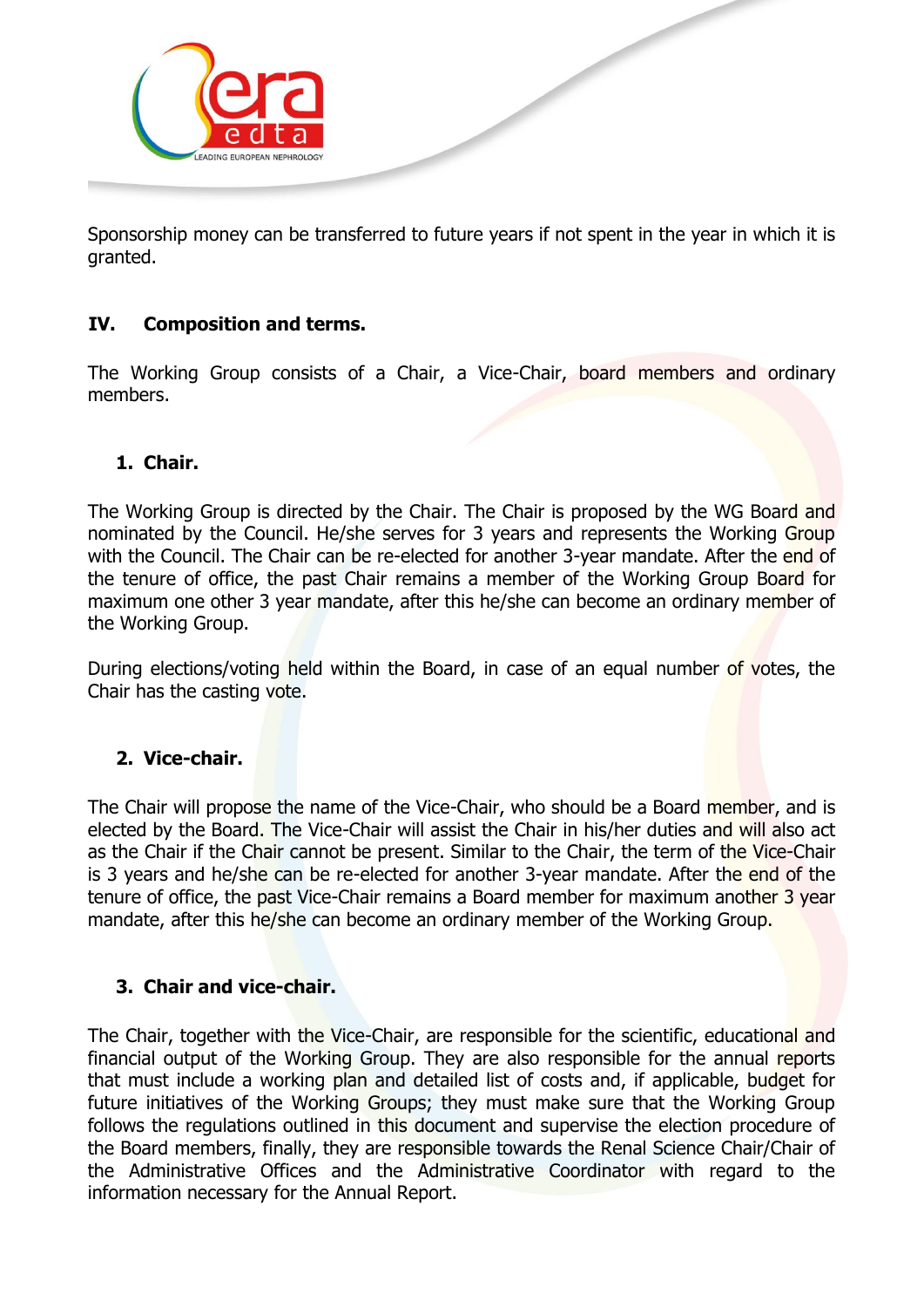Sponsorship money can be transferred to future years if not spent in the year in which it is granted.

## IV. Composition and terms.

The Working Group consists of a Chair, a Vice-Chair, board members and ordinary members.

### 1. Chair.

The Working Group is directed by the Chair. The Chair is proposed by the WG Board and nominated by the Council. He/she serves for 3 years and represents the Working Group with the Council. The Chair can be re-elected for another 3-year mandate. After the end of the tenure of office, the past Chair remains a member of the Working Group Board for maximum one other 3 year mandate, after this he/she can become an ordinary member of the Working Group.

During elections/voting held within the Board, in case of an equal number of votes, the Chair has the casting vote.

### 2. Vice-chair.

The Chair will propose the name of the Vice-Chair, who should be a Board member, and is elected by the Board. The Vice-Chair will assist the Chair in his/her duties and will also act as the Chair if the Chair cannot be present. Similar to the Chair, the term of the Vice-Chair is 3 years and he/she can be re-elected for another 3-year mandate. After the end of the tenure of office, the past Vice-Chair remains a Board member for maximum another 3 year mandate, after this he/she can become an ordinary member of the Working Group.

### 3. Chair and vice-chair.

The Chair, together with the Vice-Chair, are responsible for the scientific, educational and financial output of the Working Group. They are also responsible for the annual reports that must include a working plan and detailed list of costs and, if applicable, budget for future initiatives of the Working Groups; they must make sure that the Working Group follows the regulations outlined in this document and supervise the election procedure of the Board members, finally, they are responsible towards the Renal Science Chair/Chair of the Administrative Offices and the Administrative Coordinator with regard to the information necessary for the Annual Report.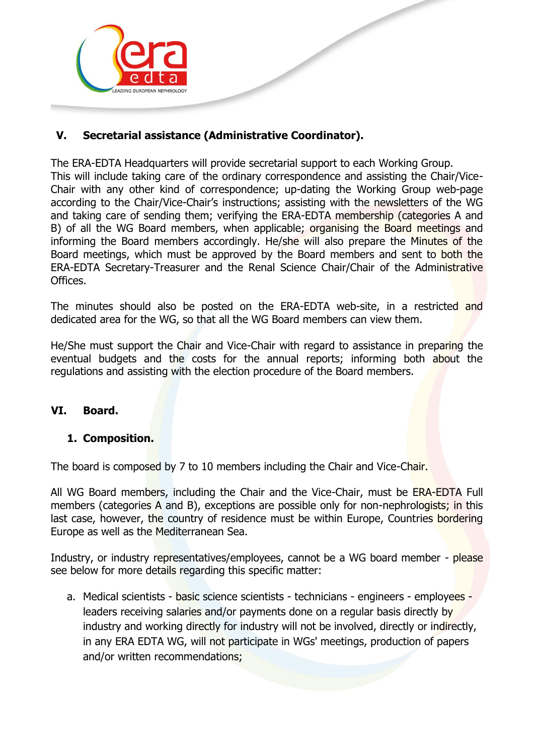## V. Secretarial assistance (Administrative Coordinator).

The ERA-EDTA Headquarters will provide secretarial support to each Working Group. This will include taking care of the ordinary correspondence and assisting the Chair/Vice-Chair with any other kind of correspondence; up-dating the Working Group web-page according to the Chair/Vice-Chair's instructions; assisting with the newsletters of the WG and taking care of sending them; verifying the ERA-EDTA membership (categories A and B) of all the WG Board members, when applicable; organising the Board meetings and informing the Board members accordingly. He/she will also prepare the Minutes of the Board meetings, which must be approved by the Board members and sent to both the ERA-EDTA Secretary-Treasurer and the Renal Science Chair/Chair of the Administrative Offices.

The minutes should also be posted on the ERA-EDTA web-site, in a restricted and dedicated area for the WG, so that all the WG Board members can view them.

He/She must support the Chair and Vice-Chair with regard to assistance in preparing the eventual budgets and the costs for the annual reports; informing both about the regulations and assisting with the election procedure of the Board members.

## VI. Board.

### 1. Composition.

The board is composed by 7 to 10 members including the Chair and Vice-Chair.

All WG Board members, including the Chair and the Vice-Chair, must be ERA-EDTA Full members (categories A and B), exceptions are possible only for non-nephrologists; in this last case, however, the country of residence must be within Europe, Countries bordering Europe as well as the Mediterranean Sea.

Industry, or industry representatives/employees, cannot be a WG board member - please see below for more details regarding this specific matter:

a. Medical scientists - basic science scientists - technicians - engineers - employees - leaders receiving salaries and/or payments done on a regular basis directly by industry and working directly for industry will not be involved, directly or indirectly, in any ERA EDTA WG, will not participate in WGs' meetings, production of papers and/or written recommendations;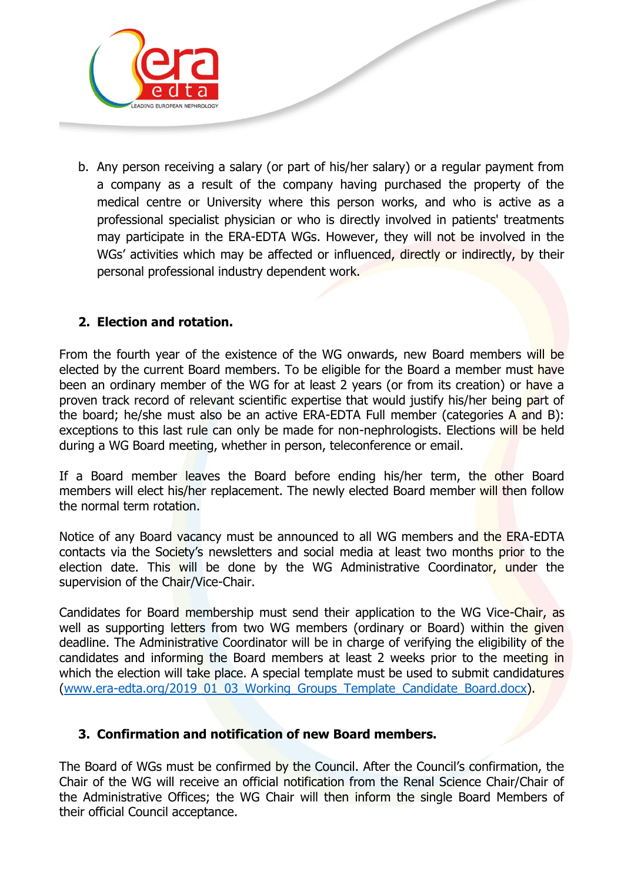b. Any person receiving a salary (or part of his/her salary) or a regular payment from a company as a result of the company having purchased the property of the medical centre or University where this person works, and who is active as a professional specialist physician or who is directly involved in patients' treatments may participate in the ERA-EDTA WGs. However, they will not be involved in the WGs' activities which may be affected or influenced, directly or indirectly, by their personal professional industry dependent work.

## 2. Election and rotation.

From the fourth year of the existence of the WG onwards, new Board members will be elected by the current Board members. To be eligible for the Board a member must have been an ordinary member of the WG for at least 2 years (or from its creation) or have a proven track record of relevant scientific expertise that would justify his/her being part of the board; he/she must also be an active ERA-EDTA Full member (categories A and B): exceptions to this last rule can only be made for non-nephrologists. Elections will be held during a WG Board meeting, whether in person, teleconference or email.

If a Board member leaves the Board before ending his/her term, the other Board members will elect his/her replacement. The newly elected Board member will then follow the normal term rotation.

Notice of any Board vacancy must be announced to all WG members and the ERA-EDTA contacts via the Society's newsletters and social media at least two months prior to the election date. This will be done by the WG Administrative Coordinator, under the supervision of the Chair/Vice-Chair.

Candidates for Board membership must send their application to the WG Vice-Chair, as well as supporting letters from two WG members (ordinary or Board) within the given deadline. The Administrative Coordinator will be in charge of verifying the eligibility of the candidates and informing the Board members at least 2 weeks prior to the meeting in which the election will take place. A special template must be used to submit candidatures (www.era-edta.org/2019_01_03_Working_Groups_Template_Candidate_Board.docx).

## 3. Confirmation and notification of new Board members.

The Board of WGs must be confirmed by the Council. After the Council's confirmation, the Chair of the WG will receive an official notification from the Renal Science Chair/Chair of the Administrative Offices; the WG Chair will then inform the single Board Members of their official Council acceptance.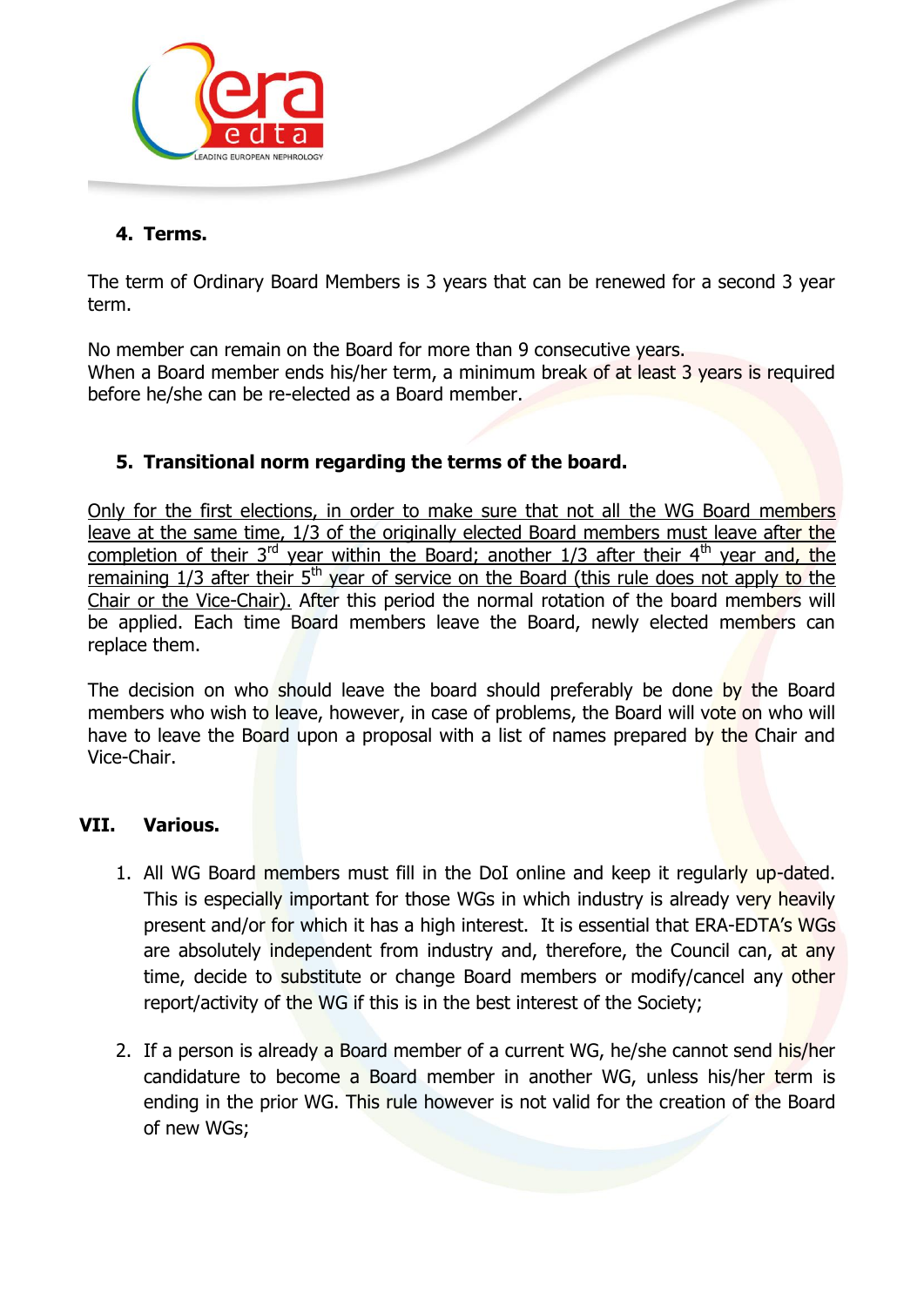**4. Terms.**

The term of Ordinary Board Members is 3 years that can be renewed for a second 3 year term.

No member can remain on the Board for more than 9 consecutive years.
When a Board member ends his/her term, a minimum break of at least 3 years is required before he/she can be re-elected as a Board member.

**5. Transitional norm regarding the terms of the board.**

<u>Only for the first elections, in order to make sure that not all the WG Board members leave at the same time, 1/3 of the originally elected Board members must leave after the completion of their 3rd year within the Board; another 1/3 after their 4th year and, the remaining 1/3 after their 5th year of service on the Board (this rule does not apply to the Chair or the Vice-Chair).</u> After this period the normal rotation of the board members will be applied. Each time Board members leave the Board, newly elected members can replace them.

The decision on who should leave the board should preferably be done by the Board members who wish to leave, however, in case of problems, the Board will vote on who will have to leave the Board upon a proposal with a list of names prepared by the Chair and Vice-Chair.

## VII. Various.

1. All WG Board members must fill in the DoI online and keep it regularly up-dated. This is especially important for those WGs in which industry is already very heavily present and/or for which it has a high interest. It is essential that ERA-EDTA's WGs are absolutely independent from industry and, therefore, the Council can, at any time, decide to substitute or change Board members or modify/cancel any other report/activity of the WG if this is in the best interest of the Society;

2. If a person is already a Board member of a current WG, he/she cannot send his/her candidature to become a Board member in another WG, unless his/her term is ending in the prior WG. This rule however is not valid for the creation of the Board of new WGs;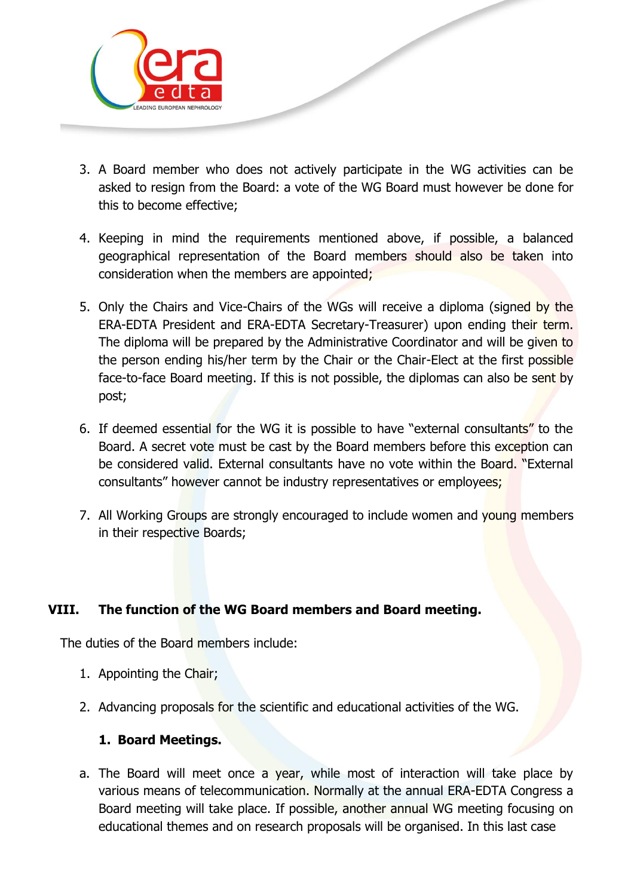3. A Board member who does not actively participate in the WG activities can be asked to resign from the Board: a vote of the WG Board must however be done for this to become effective;

4. Keeping in mind the requirements mentioned above, if possible, a balanced geographical representation of the Board members should also be taken into consideration when the members are appointed;

5. Only the Chairs and Vice-Chairs of the WGs will receive a diploma (signed by the ERA-EDTA President and ERA-EDTA Secretary-Treasurer) upon ending their term. The diploma will be prepared by the Administrative Coordinator and will be given to the person ending his/her term by the Chair or the Chair-Elect at the first possible face-to-face Board meeting. If this is not possible, the diplomas can also be sent by post;

6. If deemed essential for the WG it is possible to have "external consultants" to the Board. A secret vote must be cast by the Board members before this exception can be considered valid. External consultants have no vote within the Board. "External consultants" however cannot be industry representatives or employees;

7. All Working Groups are strongly encouraged to include women and young members in their respective Boards;

## VIII. The function of the WG Board members and Board meeting.

The duties of the Board members include:

1. Appointing the Chair;
2. Advancing proposals for the scientific and educational activities of the WG.

### 1. Board Meetings.

a. The Board will meet once a year, while most of interaction will take place by various means of telecommunication. Normally at the annual ERA-EDTA Congress a Board meeting will take place. If possible, another annual WG meeting focusing on educational themes and on research proposals will be organised. In this last case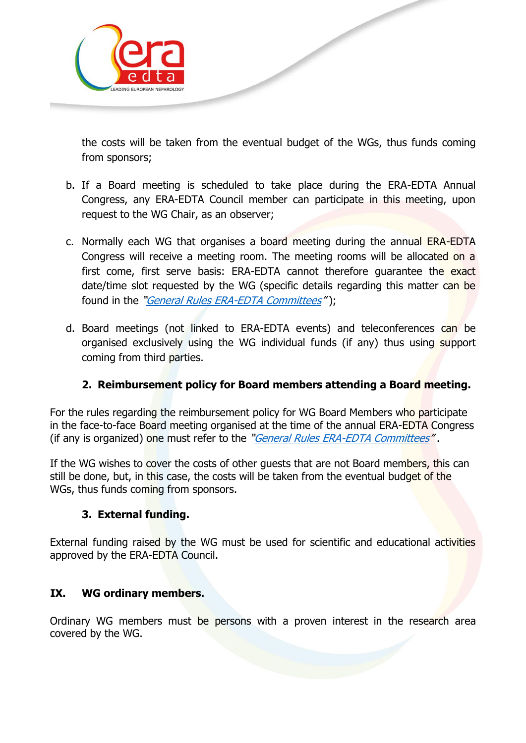the costs will be taken from the eventual budget of the WGs, thus funds coming from sponsors;

b. If a Board meeting is scheduled to take place during the ERA-EDTA Annual Congress, any ERA-EDTA Council member can participate in this meeting, upon request to the WG Chair, as an observer;

c. Normally each WG that organises a board meeting during the annual ERA-EDTA Congress will receive a meeting room. The meeting rooms will be allocated on a first come, first serve basis: ERA-EDTA cannot therefore guarantee the exact date/time slot requested by the WG (specific details regarding this matter can be found in the "*General Rules ERA-EDTA Committees*");

d. Board meetings (not linked to ERA-EDTA events) and teleconferences can be organised exclusively using the WG individual funds (if any) thus using support coming from third parties.

### 2. Reimbursement policy for Board members attending a Board meeting.

For the rules regarding the reimbursement policy for WG Board Members who participate in the face-to-face Board meeting organised at the time of the annual ERA-EDTA Congress (if any is organized) one must refer to the "*General Rules ERA-EDTA Committees*".

If the WG wishes to cover the costs of other guests that are not Board members, this can still be done, but, in this case, the costs will be taken from the eventual budget of the WGs, thus funds coming from sponsors.

### 3. External funding.

External funding raised by the WG must be used for scientific and educational activities approved by the ERA-EDTA Council.

## IX. WG ordinary members.

Ordinary WG members must be persons with a proven interest in the research area covered by the WG.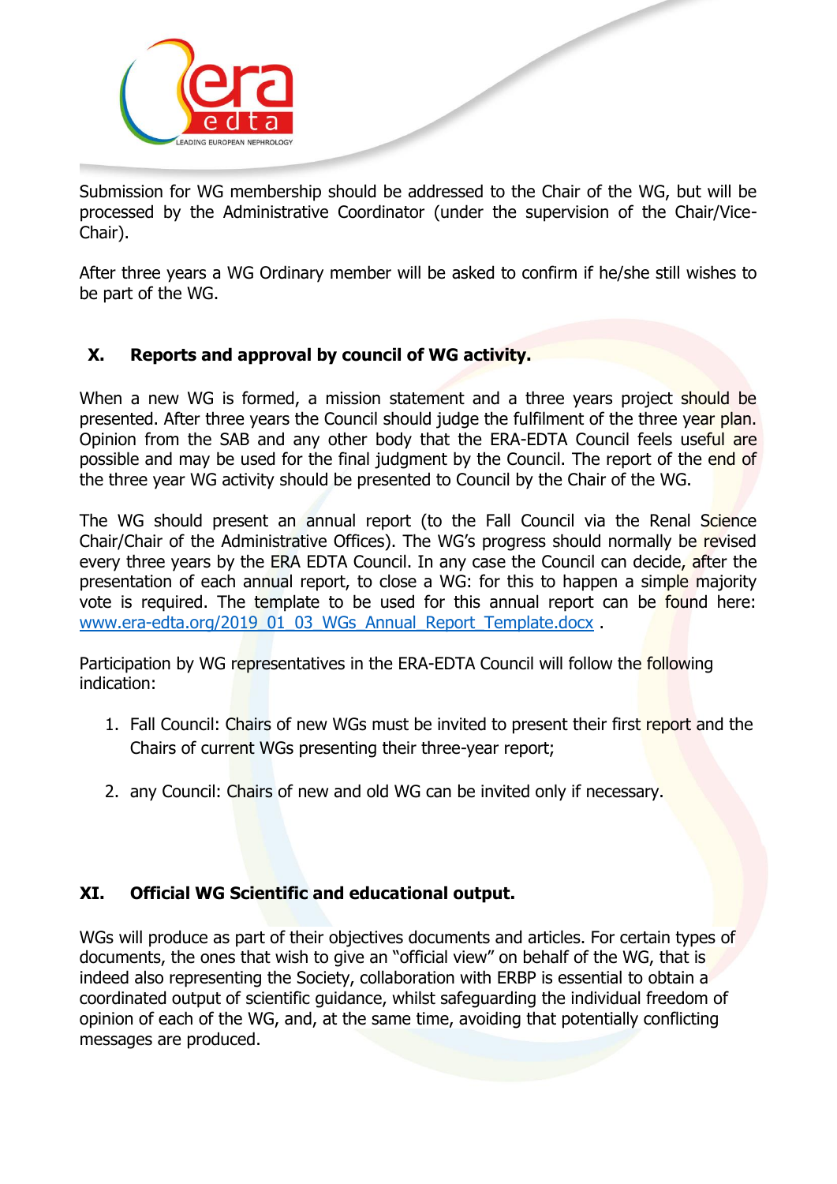Submission for WG membership should be addressed to the Chair of the WG, but will be processed by the Administrative Coordinator (under the supervision of the Chair/Vice-Chair).

After three years a WG Ordinary member will be asked to confirm if he/she still wishes to be part of the WG.

## X. Reports and approval by council of WG activity.

When a new WG is formed, a mission statement and a three years project should be presented. After three years the Council should judge the fulfilment of the three year plan. Opinion from the SAB and any other body that the ERA-EDTA Council feels useful are possible and may be used for the final judgment by the Council. The report of the end of the three year WG activity should be presented to Council by the Chair of the WG.

The WG should present an annual report (to the Fall Council via the Renal Science Chair/Chair of the Administrative Offices). The WG's progress should normally be revised every three years by the ERA EDTA Council. In any case the Council can decide, after the presentation of each annual report, to close a WG: for this to happen a simple majority vote is required. The template to be used for this annual report can be found here: www.era-edta.org/2019_01_03_WGs_Annual_Report_Template.docx .

Participation by WG representatives in the ERA-EDTA Council will follow the following indication:

1. Fall Council: Chairs of new WGs must be invited to present their first report and the Chairs of current WGs presenting their three-year report;

2. any Council: Chairs of new and old WG can be invited only if necessary.

## XI. Official WG Scientific and educational output.

WGs will produce as part of their objectives documents and articles. For certain types of documents, the ones that wish to give an "official view" on behalf of the WG, that is indeed also representing the Society, collaboration with ERBP is essential to obtain a coordinated output of scientific guidance, whilst safeguarding the individual freedom of opinion of each of the WG, and, at the same time, avoiding that potentially conflicting messages are produced.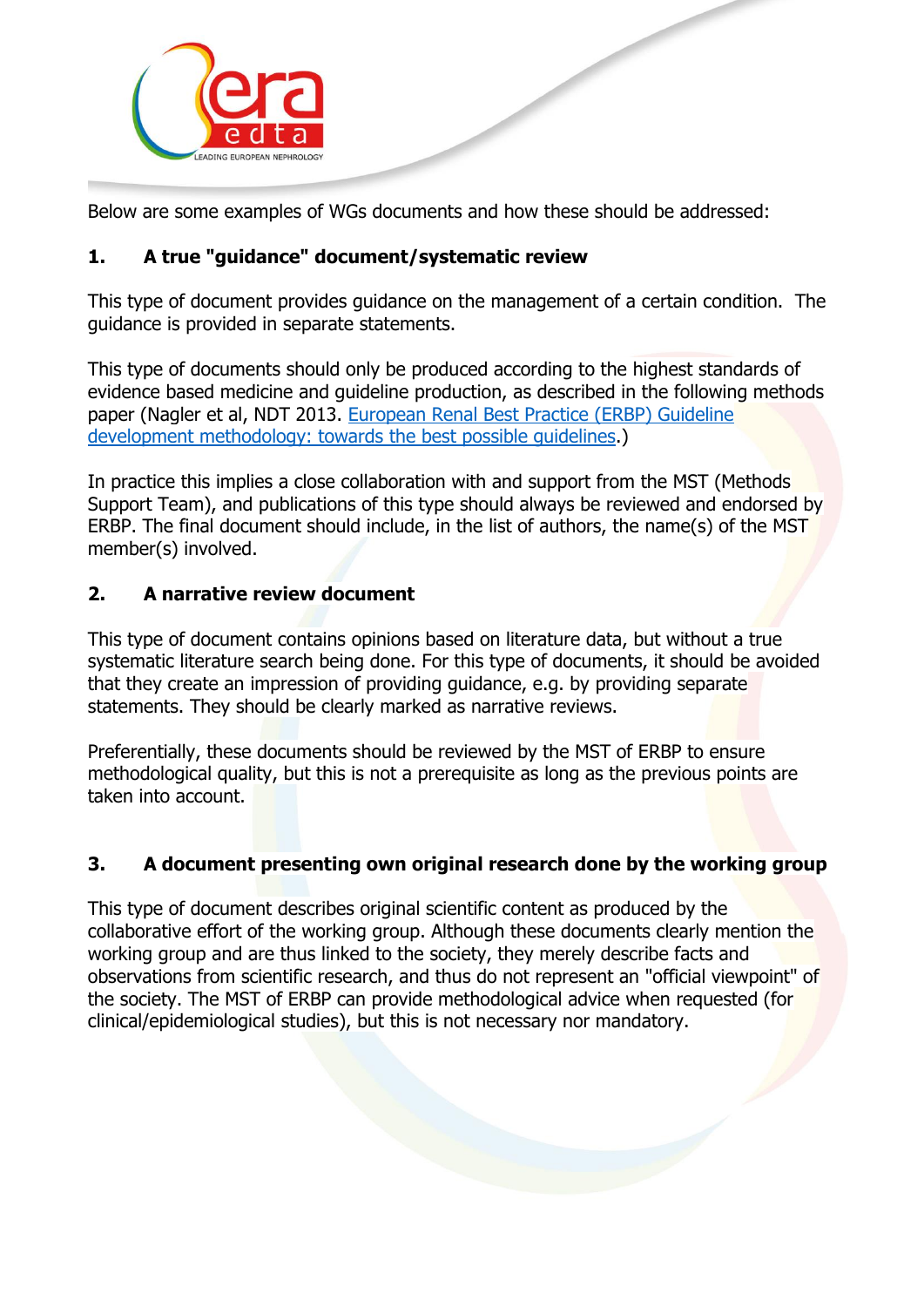Below are some examples of WGs documents and how these should be addressed:

## 1. A true "guidance" document/systematic review

This type of document provides guidance on the management of a certain condition. The guidance is provided in separate statements.

This type of documents should only be produced according to the highest standards of evidence based medicine and guideline production, as described in the following methods paper (Nagler et al, NDT 2013. [European Renal Best Practice (ERBP) Guideline development methodology: towards the best possible guidelines](#).)

In practice this implies a close collaboration with and support from the MST (Methods Support Team), and publications of this type should always be reviewed and endorsed by ERBP. The final document should include, in the list of authors, the name(s) of the MST member(s) involved.

## 2. A narrative review document

This type of document contains opinions based on literature data, but without a true systematic literature search being done. For this type of documents, it should be avoided that they create an impression of providing guidance, e.g. by providing separate statements. They should be clearly marked as narrative reviews.

Preferentially, these documents should be reviewed by the MST of ERBP to ensure methodological quality, but this is not a prerequisite as long as the previous points are taken into account.

## 3. A document presenting own original research done by the working group

This type of document describes original scientific content as produced by the collaborative effort of the working group. Although these documents clearly mention the working group and are thus linked to the society, they merely describe facts and observations from scientific research, and thus do not represent an "official viewpoint" of the society. The MST of ERBP can provide methodological advice when requested (for clinical/epidemiological studies), but this is not necessary nor mandatory.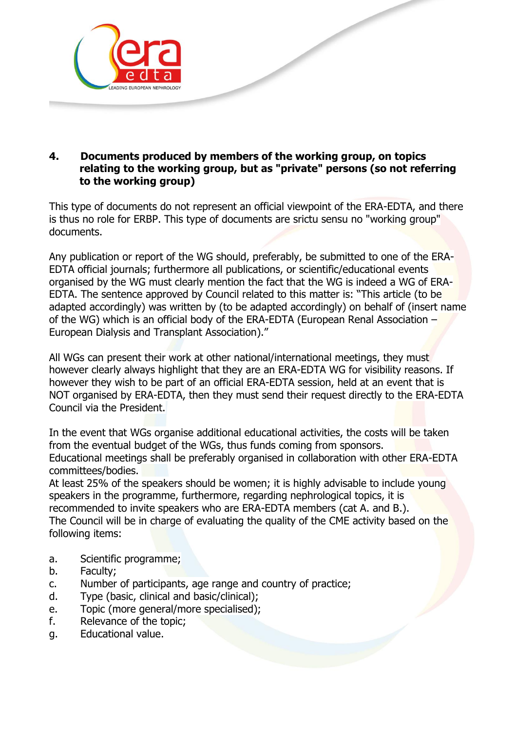## 4. Documents produced by members of the working group, on topics relating to the working group, but as "private" persons (so not referring to the working group)

This type of documents do not represent an official viewpoint of the ERA-EDTA, and there is thus no role for ERBP. This type of documents are srictu sensu no "working group" documents.

Any publication or report of the WG should, preferably, be submitted to one of the ERA-EDTA official journals; furthermore all publications, or scientific/educational events organised by the WG must clearly mention the fact that the WG is indeed a WG of ERA-EDTA. The sentence approved by Council related to this matter is: "This article (to be adapted accordingly) was written by (to be adapted accordingly) on behalf of (insert name of the WG) which is an official body of the ERA-EDTA (European Renal Association – European Dialysis and Transplant Association)."

All WGs can present their work at other national/international meetings, they must however clearly always highlight that they are an ERA-EDTA WG for visibility reasons. If however they wish to be part of an official ERA-EDTA session, held at an event that is NOT organised by ERA-EDTA, then they must send their request directly to the ERA-EDTA Council via the President.

In the event that WGs organise additional educational activities, the costs will be taken from the eventual budget of the WGs, thus funds coming from sponsors.
Educational meetings shall be preferably organised in collaboration with other ERA-EDTA committees/bodies.
At least 25% of the speakers should be women; it is highly advisable to include young speakers in the programme, furthermore, regarding nephrological topics, it is recommended to invite speakers who are ERA-EDTA members (cat A. and B.).
The Council will be in charge of evaluating the quality of the CME activity based on the following items:

a. Scientific programme;
b. Faculty;
c. Number of participants, age range and country of practice;
d. Type (basic, clinical and basic/clinical);
e. Topic (more general/more specialised);
f. Relevance of the topic;
g. Educational value.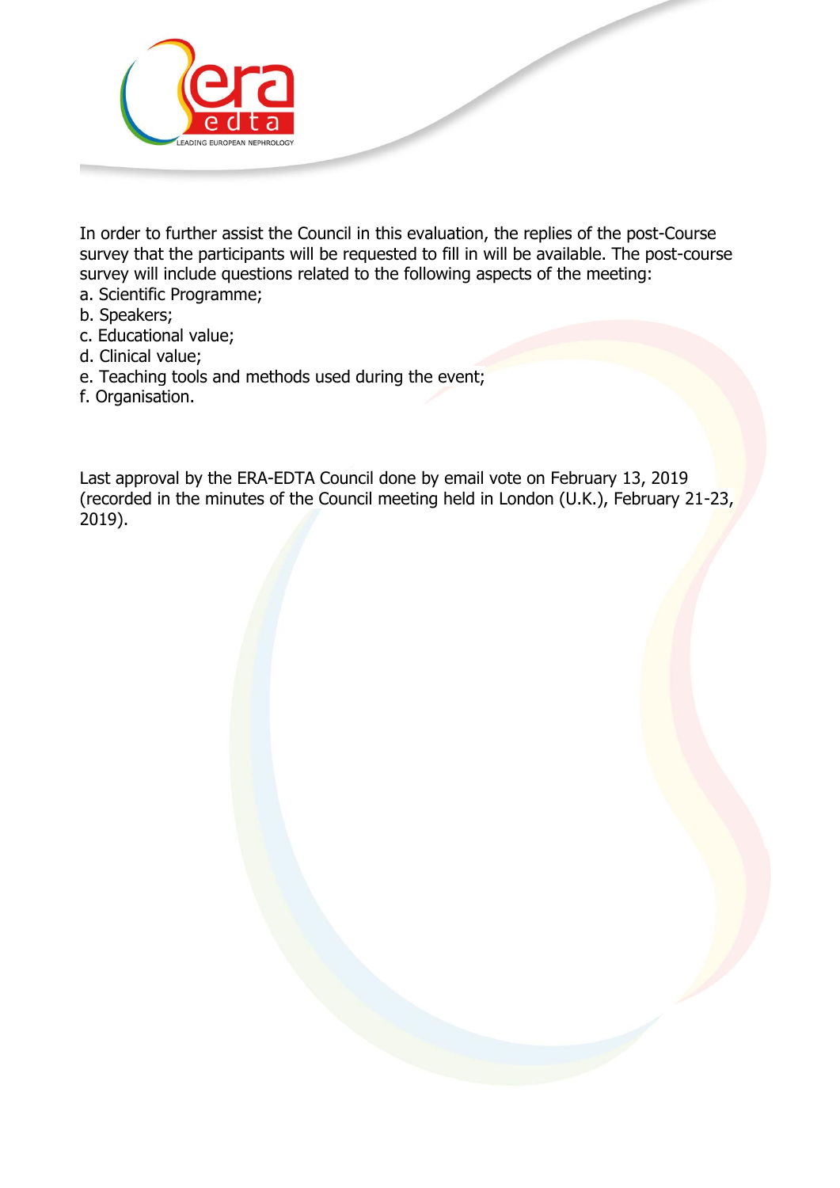In order to further assist the Council in this evaluation, the replies of the post-Course survey that the participants will be requested to fill in will be available. The post-course survey will include questions related to the following aspects of the meeting:

a. Scientific Programme;
b. Speakers;
c. Educational value;
d. Clinical value;
e. Teaching tools and methods used during the event;
f. Organisation.

Last approval by the ERA-EDTA Council done by email vote on February 13, 2019 (recorded in the minutes of the Council meeting held in London (U.K.), February 21-23, 2019).